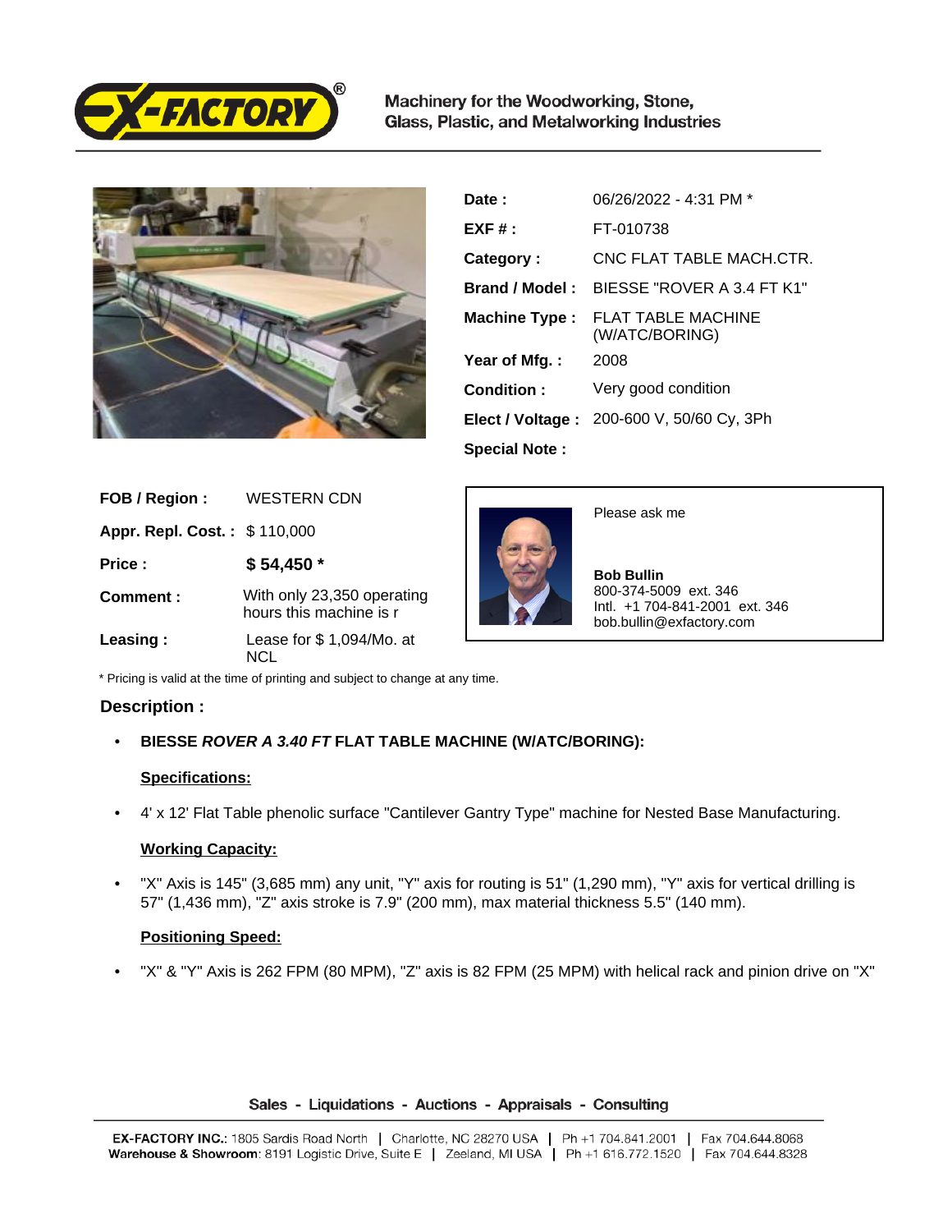Machinery for the Woodworking, Stone, Glass, Plastic, and Metalworking Industries

| | |
|---|---|
| **Date :** | 06/26/2022 - 4:31 PM * |
| **EXF # :** | FT-010738 |
| **Category :** | CNC FLAT TABLE MACH.CTR. |
| **Brand / Model :** | BIESSE "ROVER A 3.4 FT K1" |
| **Machine Type :** | FLAT TABLE MACHINE (W/ATC/BORING) |
| **Year of Mfg. :** | 2008 |
| **Condition :** | Very good condition |
| **Elect / Voltage :** | 200-600 V, 50/60 Cy, 3Ph |
| **Special Note :** | |

| | |
|---|---|
| **FOB / Region :** | WESTERN CDN |
| **Appr. Repl. Cost. :** | $ 110,000 |
| **Price :** | **$ 54,450 *** |
| **Comment :** | With only 23,350 operating hours this machine is r |
| **Leasing :** | Lease for $ 1,094/Mo. at NCL |

Please ask me

**Bob Bullin**
800-374-5009 ext. 346
Intl. +1 704-841-2001 ext. 346
bob.bullin@exfactory.com

* Pricing is valid at the time of printing and subject to change at any time.

## Description :

- **BIESSE *ROVER A 3.40 FT* FLAT TABLE MACHINE (W/ATC/BORING):**

**Specifications:**

- 4' x 12' Flat Table phenolic surface "Cantilever Gantry Type" machine for Nested Base Manufacturing.

**Working Capacity:**

- "X" Axis is 145" (3,685 mm) any unit, "Y" axis for routing is 51" (1,290 mm), "Y" axis for vertical drilling is 57" (1,436 mm), "Z" axis stroke is 7.9" (200 mm), max material thickness 5.5" (140 mm).

**Positioning Speed:**

- "X" & "Y" Axis is 262 FPM (80 MPM), "Z" axis is 82 FPM (25 MPM) with helical rack and pinion drive on "X"

Sales - Liquidations - Auctions - Appraisals - Consulting

**EX-FACTORY INC.**: 1805 Sardis Road North | Charlotte, NC 28270 USA | Ph +1 704.841.2001 | Fax 704.644.8068
**Warehouse & Showroom**: 8191 Logistic Drive, Suite E | Zeeland, MI USA | Ph +1 616.772.1520 | Fax 704.644.8328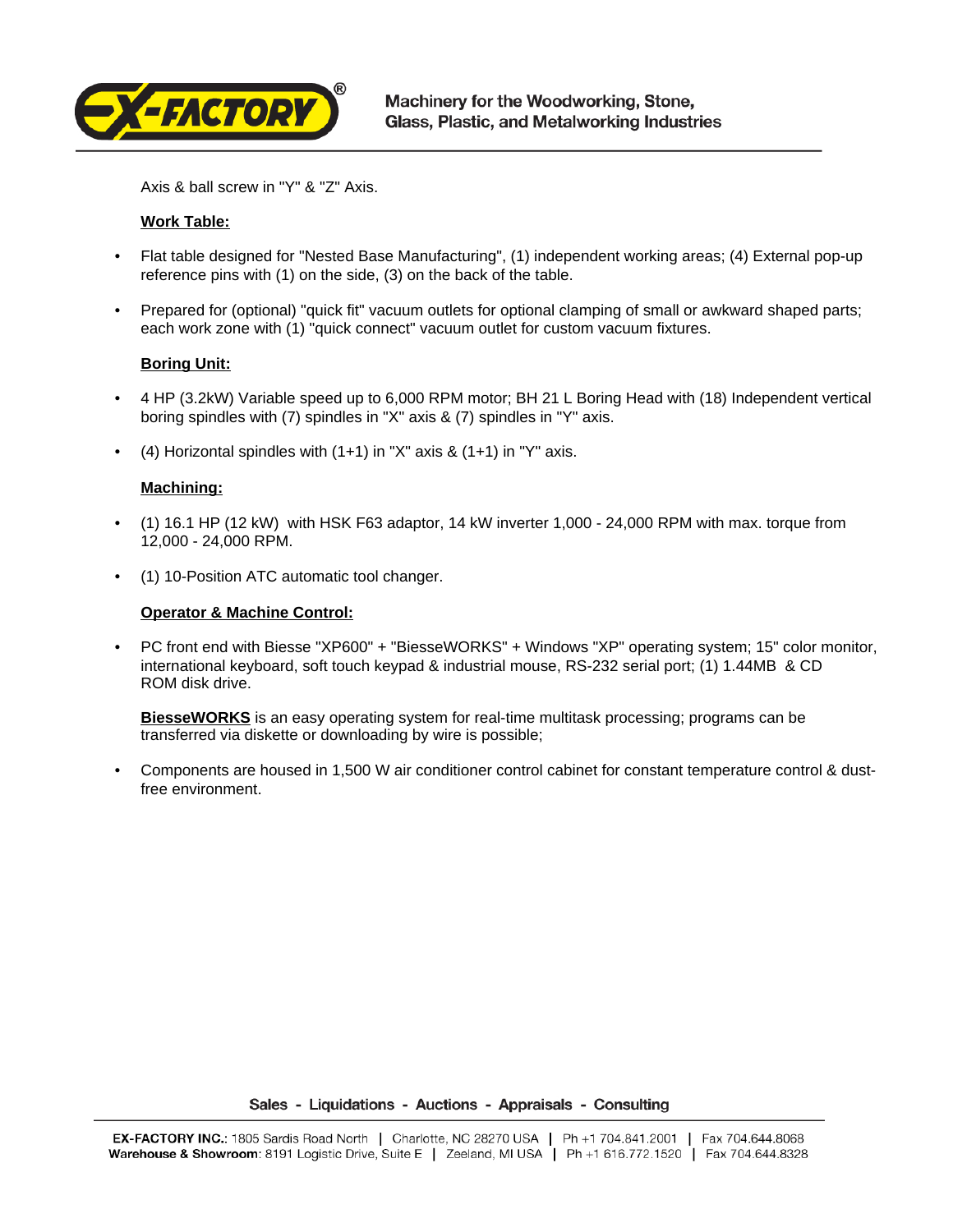Axis & ball screw in "Y" & "Z" Axis.

**Work Table:**

- Flat table designed for "Nested Base Manufacturing", (1) independent working areas; (4) External pop-up reference pins with (1) on the side, (3) on the back of the table.

- Prepared for (optional) "quick fit" vacuum outlets for optional clamping of small or awkward shaped parts; each work zone with (1) "quick connect" vacuum outlet for custom vacuum fixtures.

**Boring Unit:**

- 4 HP (3.2kW) Variable speed up to 6,000 RPM motor; BH 21 L Boring Head with (18) Independent vertical boring spindles with (7) spindles in "X" axis & (7) spindles in "Y" axis.

- (4) Horizontal spindles with (1+1) in "X" axis & (1+1) in "Y" axis.

**Machining:**

- (1) 16.1 HP (12 kW) with HSK F63 adaptor, 14 kW inverter 1,000 - 24,000 RPM with max. torque from 12,000 - 24,000 RPM.

- (1) 10-Position ATC automatic tool changer.

**Operator & Machine Control:**

- PC front end with Biesse "XP600" + "BiesseWORKS" + Windows "XP" operating system; 15" color monitor, international keyboard, soft touch keypad & industrial mouse, RS-232 serial port; (1) 1.44MB & CD ROM disk drive.

  **BiesseWORKS** is an easy operating system for real-time multitask processing; programs can be transferred via diskette or downloading by wire is possible;

- Components are housed in 1,500 W air conditioner control cabinet for constant temperature control & dust-free environment.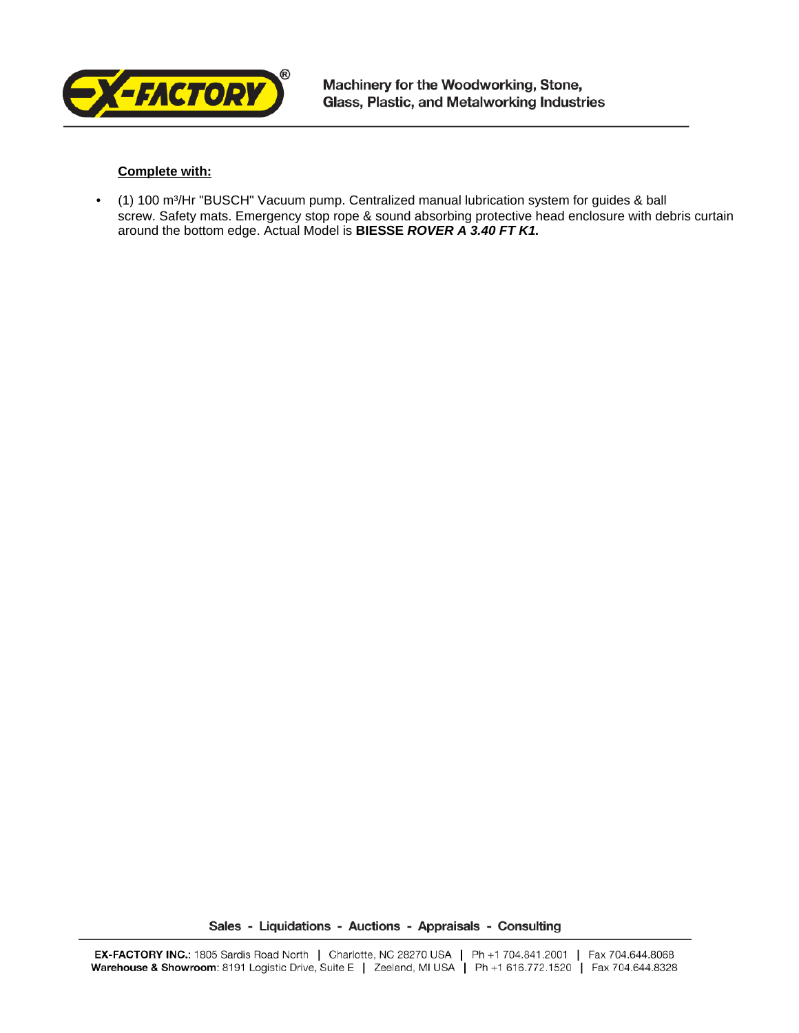**Complete with:**

- (1) 100 $m^3$/Hr "BUSCH" Vacuum pump. Centralized manual lubrication system for guides & ball screw. Safety mats. Emergency stop rope & sound absorbing protective head enclosure with debris curtain around the bottom edge. Actual Model is **BIESSE** ***ROVER A 3.40 FT K1.***